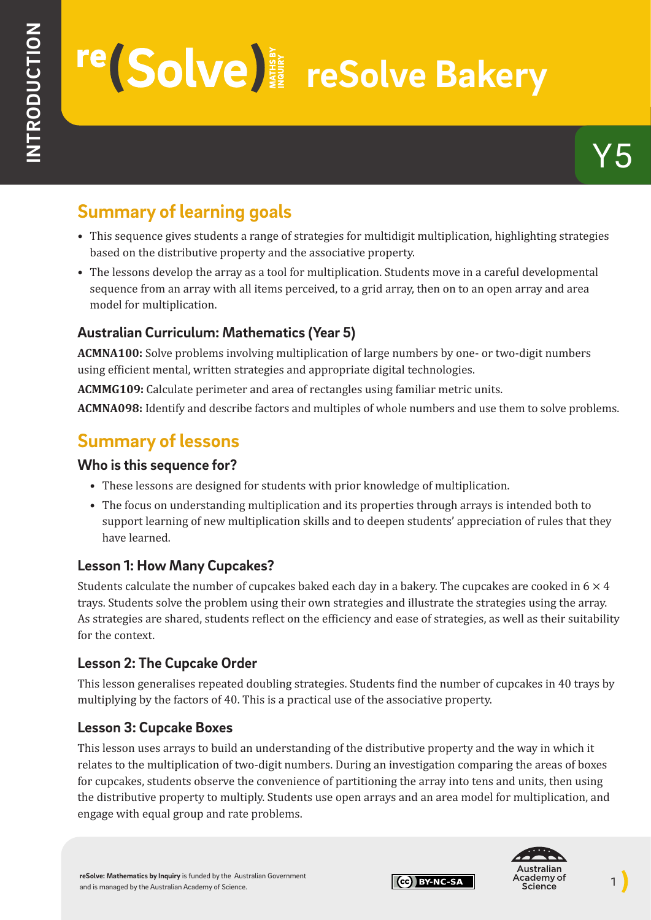# reSolve Bakery

INTRODUCTION

Y5

## Summary of learning goals

- This sequence gives students a range of strategies for multidigit multiplication, highlighting strategies based on the distributive property and the associative property.
- The lessons develop the array as a tool for multiplication. Students move in a careful developmental sequence from an array with all items perceived, to a grid array, then on to an open array and area model for multiplication.

### Australian Curriculum: Mathematics (Year 5)

**ACMNA100:** Solve problems involving multiplication of large numbers by one- or two-digit numbers using efficient mental, written strategies and appropriate digital technologies.

**ACMMG109:** Calculate perimeter and area of rectangles using familiar metric units.

**ACMNA098:** Identify and describe factors and multiples of whole numbers and use them to solve problems.

## Summary of lessons

### Who is this sequence for?

- These lessons are designed for students with prior knowledge of multiplication.
- The focus on understanding multiplication and its properties through arrays is intended both to support learning of new multiplication skills and to deepen students' appreciation of rules that they have learned.

### Lesson 1: How Many Cupcakes?

Students calculate the number of cupcakes baked each day in a bakery. The cupcakes are cooked in $6 \times 4$ trays. Students solve the problem using their own strategies and illustrate the strategies using the array. As strategies are shared, students reflect on the efficiency and ease of strategies, as well as their suitability for the context.

### Lesson 2: The Cupcake Order

This lesson generalises repeated doubling strategies. Students find the number of cupcakes in 40 trays by multiplying by the factors of 40. This is a practical use of the associative property.

### Lesson 3: Cupcake Boxes

This lesson uses arrays to build an understanding of the distributive property and the way in which it relates to the multiplication of two-digit numbers. During an investigation comparing the areas of boxes for cupcakes, students observe the convenience of partitioning the array into tens and units, then using the distributive property to multiply. Students use open arrays and an area model for multiplication, and engage with equal group and rate problems.

**reSolve: Mathematics by Inquiry** is funded by the Australian Government and is managed by the Australian Academy of Science.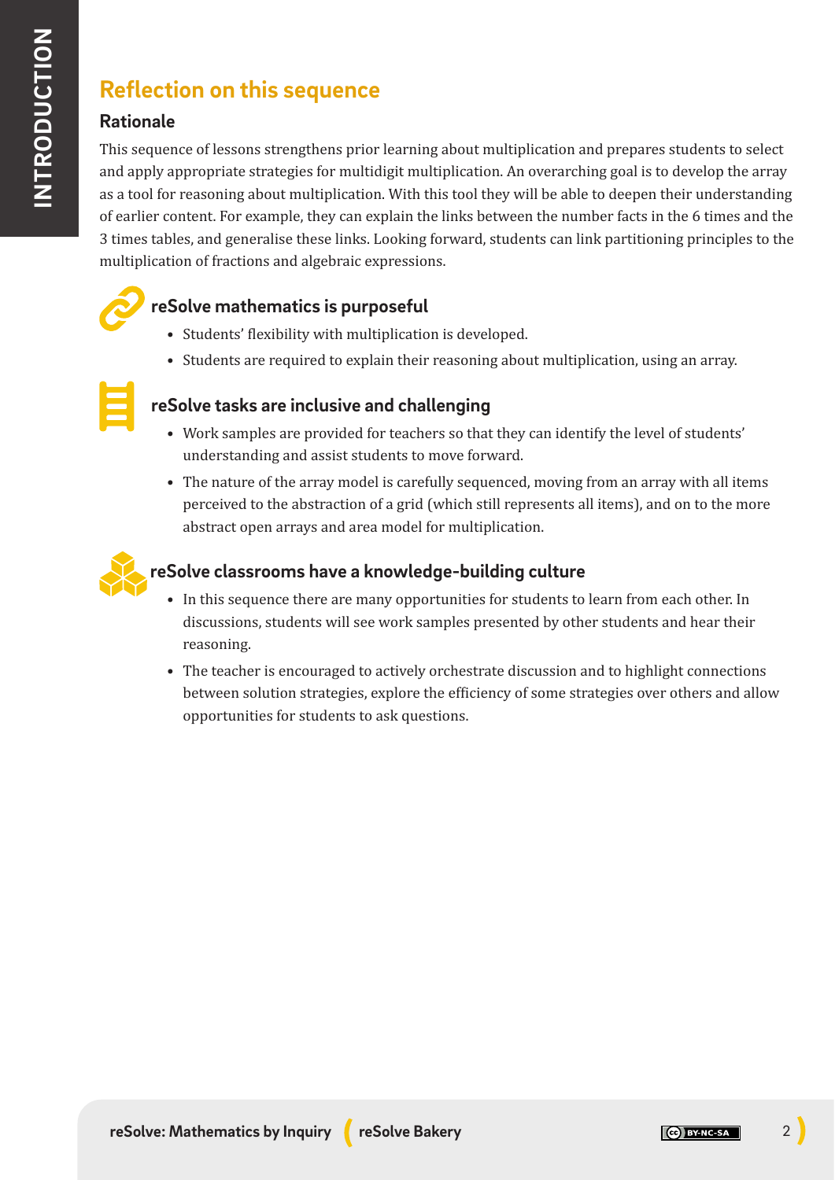## Reflection on this sequence

### Rationale

This sequence of lessons strengthens prior learning about multiplication and prepares students to select and apply appropriate strategies for multidigit multiplication. An overarching goal is to develop the array as a tool for reasoning about multiplication. With this tool they will be able to deepen their understanding of earlier content. For example, they can explain the links between the number facts in the 6 times and the 3 times tables, and generalise these links. Looking forward, students can link partitioning principles to the multiplication of fractions and algebraic expressions.

### reSolve mathematics is purposeful

- Students' flexibility with multiplication is developed.
- Students are required to explain their reasoning about multiplication, using an array.

### reSolve tasks are inclusive and challenging

- Work samples are provided for teachers so that they can identify the level of students' understanding and assist students to move forward.
- The nature of the array model is carefully sequenced, moving from an array with all items perceived to the abstraction of a grid (which still represents all items), and on to the more abstract open arrays and area model for multiplication.

### reSolve classrooms have a knowledge-building culture

- In this sequence there are many opportunities for students to learn from each other. In discussions, students will see work samples presented by other students and hear their reasoning.
- The teacher is encouraged to actively orchestrate discussion and to highlight connections between solution strategies, explore the efficiency of some strategies over others and allow opportunities for students to ask questions.